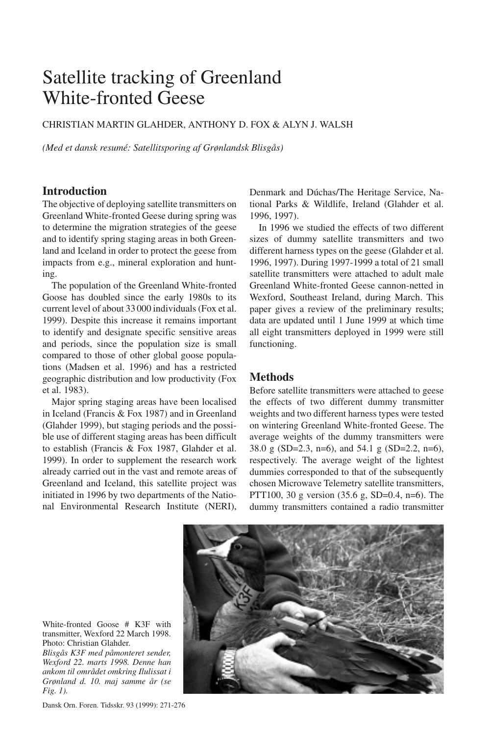# Satellite tracking of Greenland White-fronted Geese

CHRISTIAN MARTIN GLAHDER, ANTHONY D. FOX & ALYN J. WALSH

*(Med et dansk resumé: Satellitsporing af Grønlandsk Blisgås)*

## Introduction

The objective of deploying satellite transmitters on Greenland White-fronted Geese during spring was to determine the migration strategies of the geese and to identify spring staging areas in both Greenland and Iceland in order to protect the geese from impacts from e.g., mineral exploration and hunting.

The population of the Greenland White-fronted Goose has doubled since the early 1980s to its current level of about 33 000 individuals (Fox et al. 1999). Despite this increase it remains important to identify and designate specific sensitive areas and periods, since the population size is small compared to those of other global goose populations (Madsen et al. 1996) and has a restricted geographic distribution and low productivity (Fox et al. 1983).

Major spring staging areas have been localised in Iceland (Francis & Fox 1987) and in Greenland (Glahder 1999), but staging periods and the possible use of different staging areas has been difficult to establish (Francis & Fox 1987, Glahder et al. 1999). In order to supplement the research work already carried out in the vast and remote areas of Greenland and Iceland, this satellite project was initiated in 1996 by two departments of the National Environmental Research Institute (NERI), Denmark and Dúchas/The Heritage Service, National Parks & Wildlife, Ireland (Glahder et al. 1996, 1997).

In 1996 we studied the effects of two different sizes of dummy satellite transmitters and two different harness types on the geese (Glahder et al. 1996, 1997). During 1997-1999 a total of 21 small satellite transmitters were attached to adult male Greenland White-fronted Geese cannon-netted in Wexford, Southeast Ireland, during March. This paper gives a review of the preliminary results; data are updated until 1 June 1999 at which time all eight transmitters deployed in 1999 were still functioning.

## Methods

Before satellite transmitters were attached to geese the effects of two different dummy transmitter weights and two different harness types were tested on wintering Greenland White-fronted Geese. The average weights of the dummy transmitters were 38.0 g (SD=2.3, n=6), and 54.1 g (SD=2.2, n=6), respectively. The average weight of the lightest dummies corresponded to that of the subsequently chosen Microwave Telemetry satellite transmitters, PTT100, 30 g version (35.6 g, SD=0.4, n=6). The dummy transmitters contained a radio transmitter

White-fronted Goose # K3F with transmitter, Wexford 22 March 1998. Photo: Christian Glahder.
*Blisgås K3F med påmonteret sender, Wexford 22. marts 1998. Denne han ankom til området omkring Ilulissat i Grønland d. 10. maj samme år (se Fig. 1).*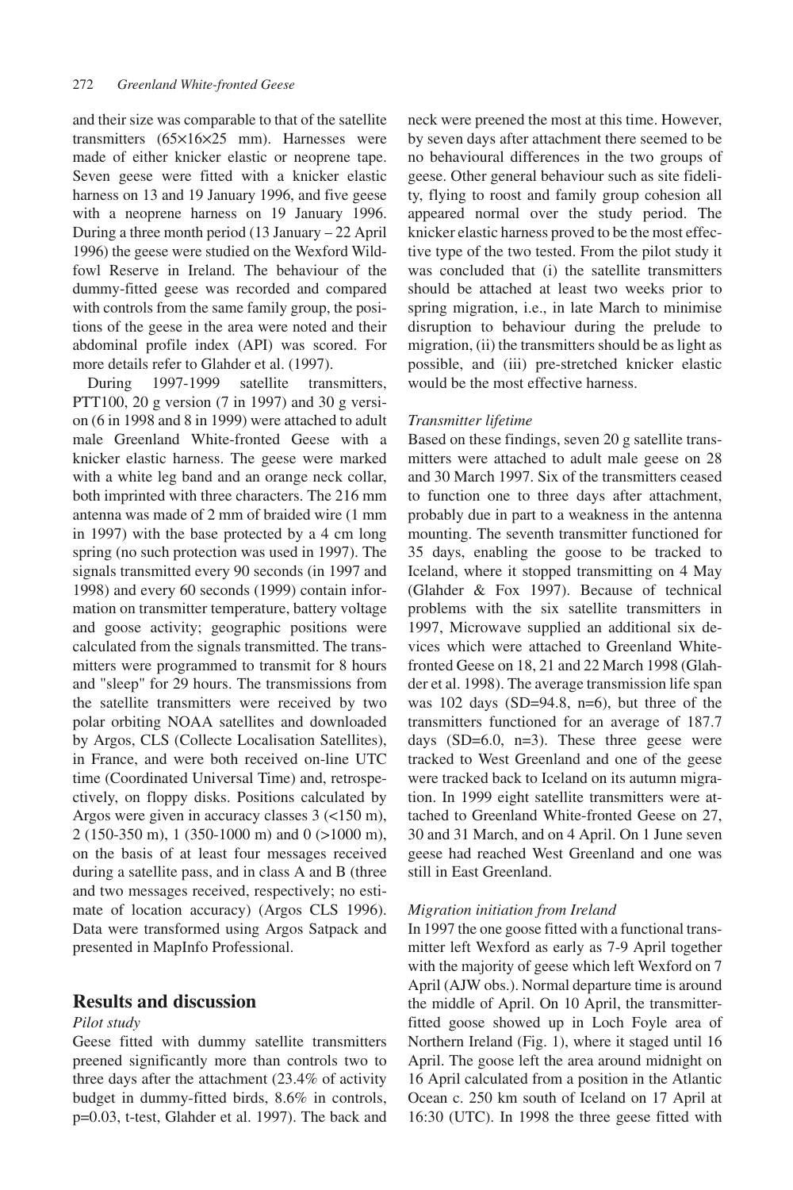and their size was comparable to that of the satellite transmitters (65×16×25 mm). Harnesses were made of either knicker elastic or neoprene tape. Seven geese were fitted with a knicker elastic harness on 13 and 19 January 1996, and five geese with a neoprene harness on 19 January 1996. During a three month period (13 January – 22 April 1996) the geese were studied on the Wexford Wildfowl Reserve in Ireland. The behaviour of the dummy-fitted geese was recorded and compared with controls from the same family group, the positions of the geese in the area were noted and their abdominal profile index (API) was scored. For more details refer to Glahder et al. (1997).

During 1997-1999 satellite transmitters, PTT100, 20 g version (7 in 1997) and 30 g version (6 in 1998 and 8 in 1999) were attached to adult male Greenland White-fronted Geese with a knicker elastic harness. The geese were marked with a white leg band and an orange neck collar, both imprinted with three characters. The 216 mm antenna was made of 2 mm of braided wire (1 mm in 1997) with the base protected by a 4 cm long spring (no such protection was used in 1997). The signals transmitted every 90 seconds (in 1997 and 1998) and every 60 seconds (1999) contain information on transmitter temperature, battery voltage and goose activity; geographic positions were calculated from the signals transmitted. The transmitters were programmed to transmit for 8 hours and "sleep" for 29 hours. The transmissions from the satellite transmitters were received by two polar orbiting NOAA satellites and downloaded by Argos, CLS (Collecte Localisation Satellites), in France, and were both received on-line UTC time (Coordinated Universal Time) and, retrospectively, on floppy disks. Positions calculated by Argos were given in accuracy classes 3 (<150 m), 2 (150-350 m), 1 (350-1000 m) and 0 (>1000 m), on the basis of at least four messages received during a satellite pass, and in class A and B (three and two messages received, respectively; no estimate of location accuracy) (Argos CLS 1996). Data were transformed using Argos Satpack and presented in MapInfo Professional.

## Results and discussion

### *Pilot study*

Geese fitted with dummy satellite transmitters preened significantly more than controls two to three days after the attachment (23.4% of activity budget in dummy-fitted birds, 8.6% in controls, $p=0.03$, t-test, Glahder et al. 1997). The back and neck were preened the most at this time. However, by seven days after attachment there seemed to be no behavioural differences in the two groups of geese. Other general behaviour such as site fidelity, flying to roost and family group cohesion all appeared normal over the study period. The knicker elastic harness proved to be the most effective type of the two tested. From the pilot study it was concluded that (i) the satellite transmitters should be attached at least two weeks prior to spring migration, i.e., in late March to minimise disruption to behaviour during the prelude to migration, (ii) the transmitters should be as light as possible, and (iii) pre-stretched knicker elastic would be the most effective harness.

### *Transmitter lifetime*

Based on these findings, seven 20 g satellite transmitters were attached to adult male geese on 28 and 30 March 1997. Six of the transmitters ceased to function one to three days after attachment, probably due in part to a weakness in the antenna mounting. The seventh transmitter functioned for 35 days, enabling the goose to be tracked to Iceland, where it stopped transmitting on 4 May (Glahder & Fox 1997). Because of technical problems with the six satellite transmitters in 1997, Microwave supplied an additional six devices which were attached to Greenland White-fronted Geese on 18, 21 and 22 March 1998 (Glahder et al. 1998). The average transmission life span was 102 days (SD=94.8, n=6), but three of the transmitters functioned for an average of 187.7 days (SD=6.0, n=3). These three geese were tracked to West Greenland and one of the geese were tracked back to Iceland on its autumn migration. In 1999 eight satellite transmitters were attached to Greenland White-fronted Geese on 27, 30 and 31 March, and on 4 April. On 1 June seven geese had reached West Greenland and one was still in East Greenland.

### *Migration initiation from Ireland*

In 1997 the one goose fitted with a functional transmitter left Wexford as early as 7-9 April together with the majority of geese which left Wexford on 7 April (AJW obs.). Normal departure time is around the middle of April. On 10 April, the transmitter-fitted goose showed up in Loch Foyle area of Northern Ireland (Fig. 1), where it staged until 16 April. The goose left the area around midnight on 16 April calculated from a position in the Atlantic Ocean c. 250 km south of Iceland on 17 April at 16:30 (UTC). In 1998 the three geese fitted with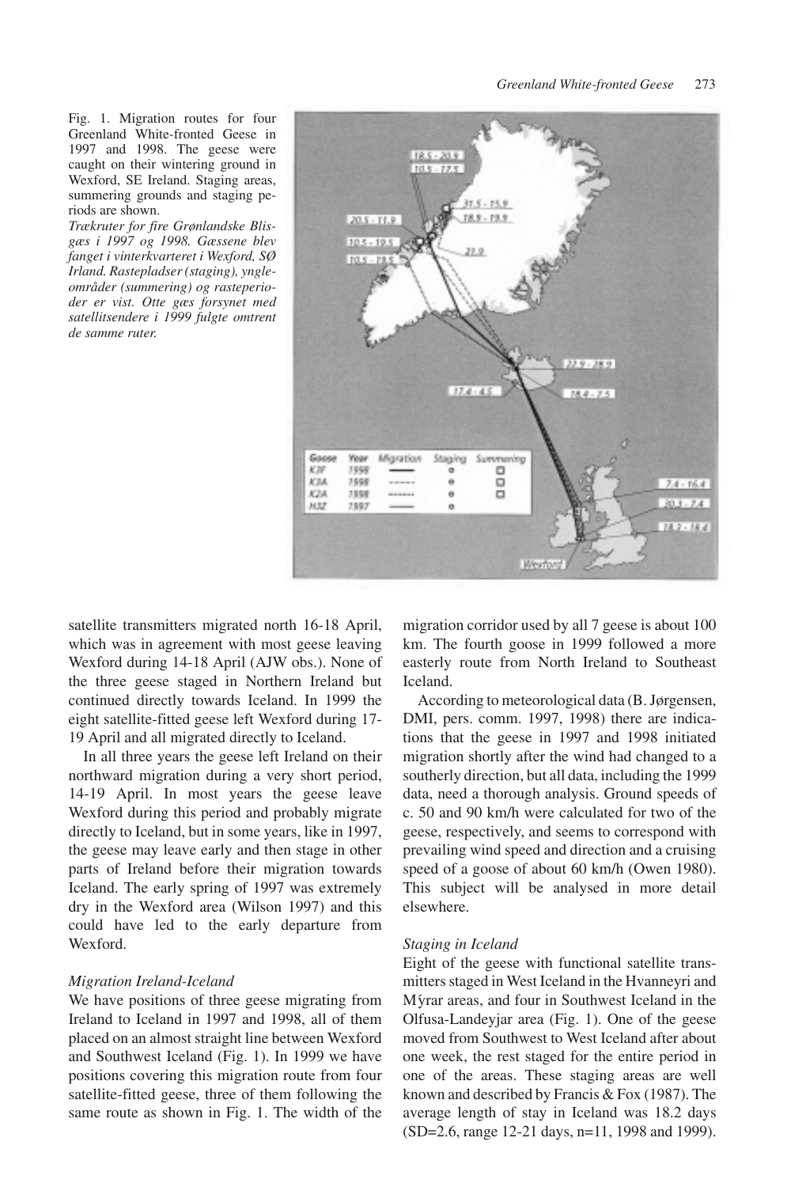Fig. 1. Migration routes for four Greenland White-fronted Geese in 1997 and 1998. The geese were caught on their wintering ground in Wexford, SE Ireland. Staging areas, summering grounds and staging periods are shown.

*Trækruter for fire Grønlandske Blisgæs i 1997 og 1998. Gæssene blev fanget i vinterkvarteret i Wexford, SØ Irland. Rastepladser (staging), yngleområder (summering) og rasteperioder er vist. Otte gæs forsynet med satellitsendere i 1999 fulgte omtrent de samme ruter.*

satellite transmitters migrated north 16-18 April, which was in agreement with most geese leaving Wexford during 14-18 April (AJW obs.). None of the three geese staged in Northern Ireland but continued directly towards Iceland. In 1999 the eight satellite-fitted geese left Wexford during 17-19 April and all migrated directly to Iceland.

In all three years the geese left Ireland on their northward migration during a very short period, 14-19 April. In most years the geese leave Wexford during this period and probably migrate directly to Iceland, but in some years, like in 1997, the geese may leave early and then stage in other parts of Ireland before their migration towards Iceland. The early spring of 1997 was extremely dry in the Wexford area (Wilson 1997) and this could have led to the early departure from Wexford.

*Migration Ireland-Iceland*

We have positions of three geese migrating from Ireland to Iceland in 1997 and 1998, all of them placed on an almost straight line between Wexford and Southwest Iceland (Fig. 1). In 1999 we have positions covering this migration route from four satellite-fitted geese, three of them following the same route as shown in Fig. 1. The width of the migration corridor used by all 7 geese is about 100 km. The fourth goose in 1999 followed a more easterly route from North Ireland to Southeast Iceland.

According to meteorological data (B. Jørgensen, DMI, pers. comm. 1997, 1998) there are indications that the geese in 1997 and 1998 initiated migration shortly after the wind had changed to a southerly direction, but all data, including the 1999 data, need a thorough analysis. Ground speeds of c. 50 and 90 km/h were calculated for two of the geese, respectively, and seems to correspond with prevailing wind speed and direction and a cruising speed of a goose of about 60 km/h (Owen 1980). This subject will be analysed in more detail elsewhere.

*Staging in Iceland*

Eight of the geese with functional satellite transmitters staged in West Iceland in the Hvanneyri and Mýrar areas, and four in Southwest Iceland in the Olfusa-Landeyjar area (Fig. 1). One of the geese moved from Southwest to West Iceland after about one week, the rest staged for the entire period in one of the areas. These staging areas are well known and described by Francis & Fox (1987). The average length of stay in Iceland was 18.2 days (SD=2.6, range 12-21 days, n=11, 1998 and 1999).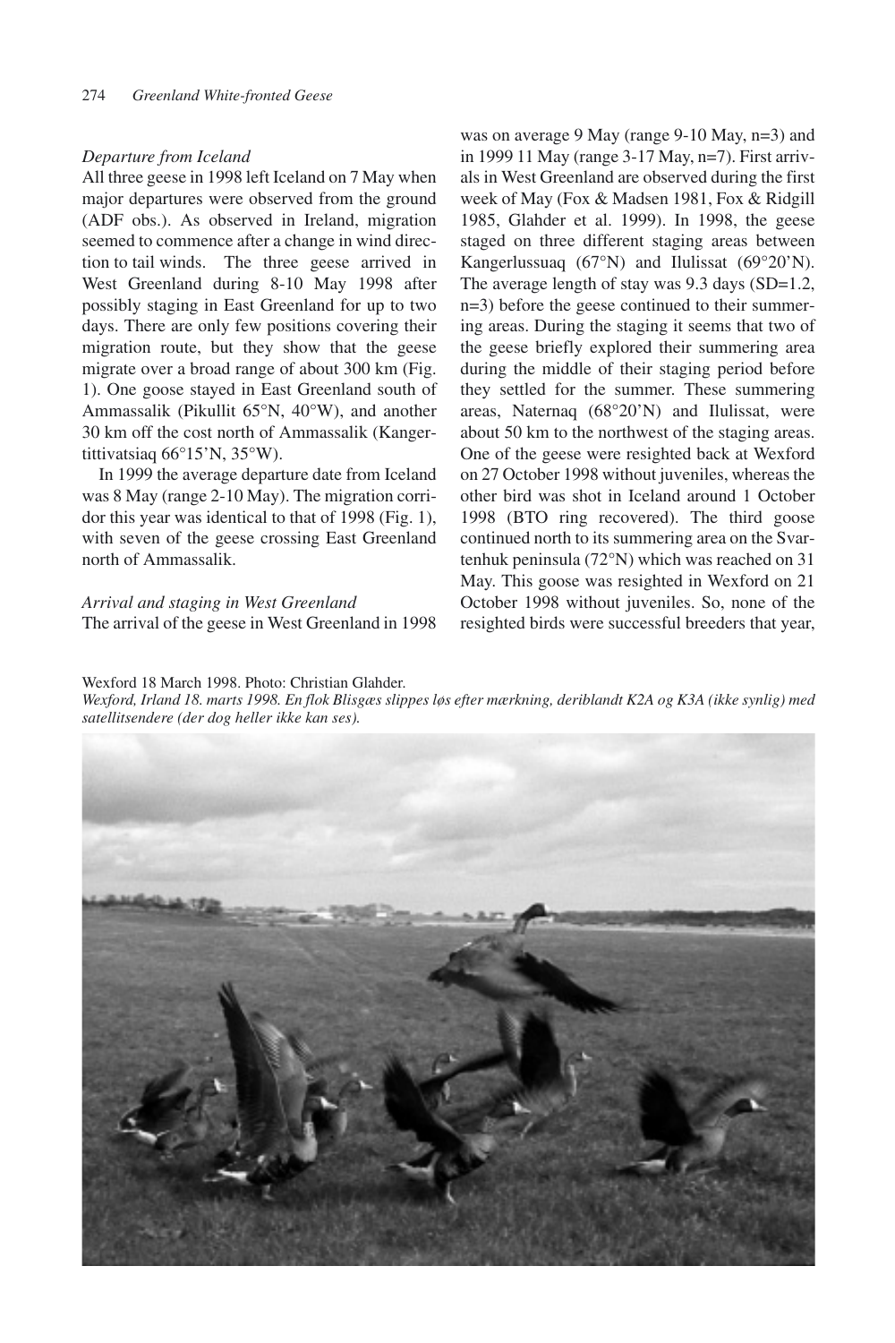*Departure from Iceland*

All three geese in 1998 left Iceland on 7 May when major departures were observed from the ground (ADF obs.). As observed in Ireland, migration seemed to commence after a change in wind direction to tail winds. The three geese arrived in West Greenland during 8-10 May 1998 after possibly staging in East Greenland for up to two days. There are only few positions covering their migration route, but they show that the geese migrate over a broad range of about 300 km (Fig. 1). One goose stayed in East Greenland south of Ammassalik (Pikullit 65°N, 40°W), and another 30 km off the cost north of Ammassalik (Kangertittivatsiaq 66°15'N, 35°W).

In 1999 the average departure date from Iceland was 8 May (range 2-10 May). The migration corridor this year was identical to that of 1998 (Fig. 1), with seven of the geese crossing East Greenland north of Ammassalik.

*Arrival and staging in West Greenland*

The arrival of the geese in West Greenland in 1998 was on average 9 May (range 9-10 May, n=3) and in 1999 11 May (range 3-17 May, n=7). First arrivals in West Greenland are observed during the first week of May (Fox & Madsen 1981, Fox & Ridgill 1985, Glahder et al. 1999). In 1998, the geese staged on three different staging areas between Kangerlussuaq (67°N) and Ilulissat (69°20'N). The average length of stay was 9.3 days (SD=1.2, n=3) before the geese continued to their summering areas. During the staging it seems that two of the geese briefly explored their summering area during the middle of their staging period before they settled for the summer. These summering areas, Naternaq (68°20'N) and Ilulissat, were about 50 km to the northwest of the staging areas. One of the geese were resighted back at Wexford on 27 October 1998 without juveniles, whereas the other bird was shot in Iceland around 1 October 1998 (BTO ring recovered). The third goose continued north to its summering area on the Svartenhuk peninsula (72°N) which was reached on 31 May. This goose was resighted in Wexford on 21 October 1998 without juveniles. So, none of the resighted birds were successful breeders that year,

Wexford 18 March 1998. Photo: Christian Glahder.

*Wexford, Irland 18. marts 1998. En flok Blisgæs slippes løs efter mærkning, deriblandt K2A og K3A (ikke synlig) med satellitsendere (der dog heller ikke kan ses).*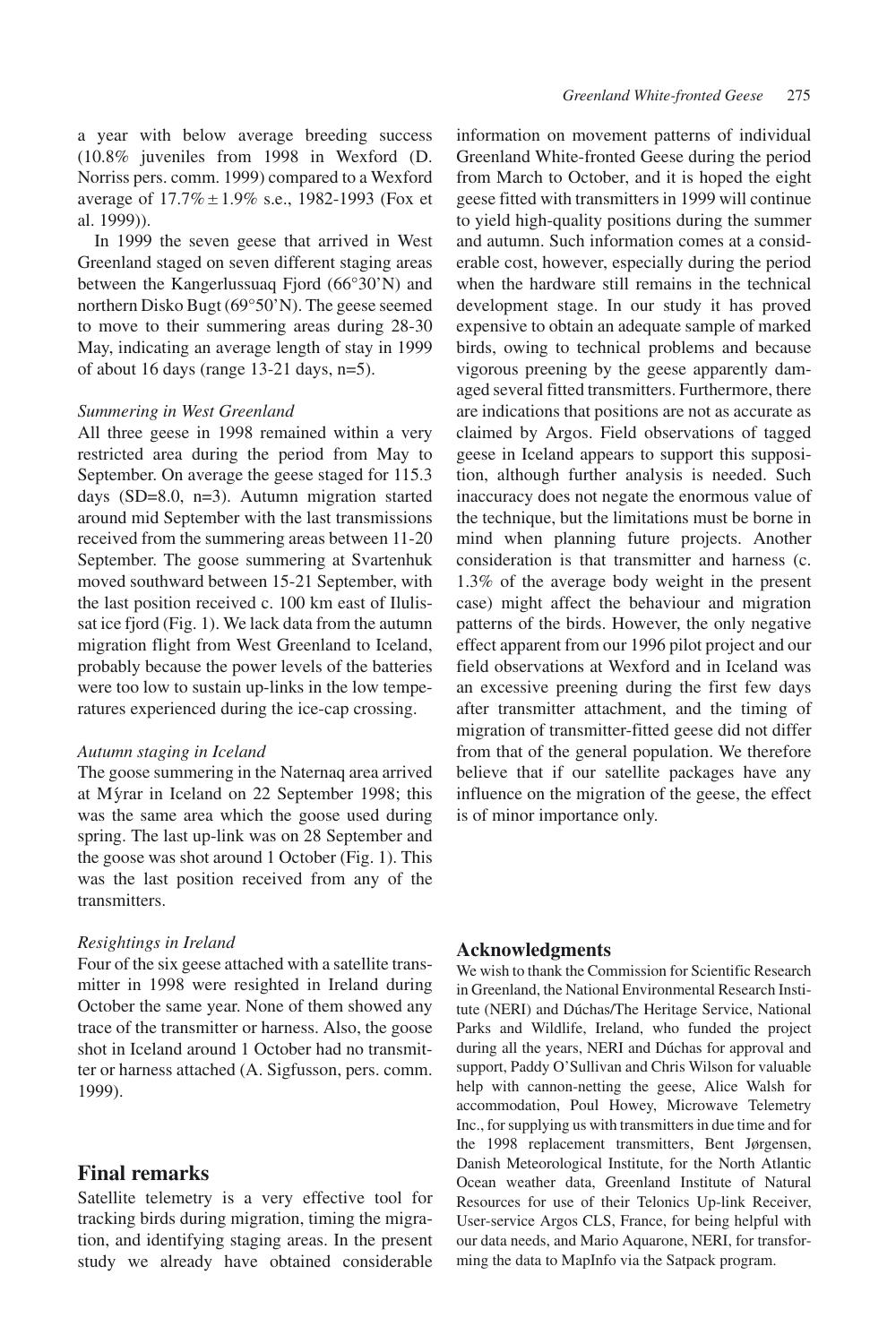a year with below average breeding success (10.8% juveniles from 1998 in Wexford (D. Norriss pers. comm. 1999) compared to a Wexford average of 17.7% ± 1.9% s.e., 1982-1993 (Fox et al. 1999)).

In 1999 the seven geese that arrived in West Greenland staged on seven different staging areas between the Kangerlussuaq Fjord (66°30'N) and northern Disko Bugt (69°50'N). The geese seemed to move to their summering areas during 28-30 May, indicating an average length of stay in 1999 of about 16 days (range 13-21 days, n=5).

### *Summering in West Greenland*

All three geese in 1998 remained within a very restricted area during the period from May to September. On average the geese staged for 115.3 days (SD=8.0, n=3). Autumn migration started around mid September with the last transmissions received from the summering areas between 11-20 September. The goose summering at Svartenhuk moved southward between 15-21 September, with the last position received c. 100 km east of Ilulissat ice fjord (Fig. 1). We lack data from the autumn migration flight from West Greenland to Iceland, probably because the power levels of the batteries were too low to sustain up-links in the low temperatures experienced during the ice-cap crossing.

### *Autumn staging in Iceland*

The goose summering in the Naternaq area arrived at Mýrar in Iceland on 22 September 1998; this was the same area which the goose used during spring. The last up-link was on 28 September and the goose was shot around 1 October (Fig. 1). This was the last position received from any of the transmitters.

### *Resightings in Ireland*

Four of the six geese attached with a satellite transmitter in 1998 were resighted in Ireland during October the same year. None of them showed any trace of the transmitter or harness. Also, the goose shot in Iceland around 1 October had no transmitter or harness attached (A. Sigfusson, pers. comm. 1999).

## Final remarks

Satellite telemetry is a very effective tool for tracking birds during migration, timing the migration, and identifying staging areas. In the present study we already have obtained considerable information on movement patterns of individual Greenland White-fronted Geese during the period from March to October, and it is hoped the eight geese fitted with transmitters in 1999 will continue to yield high-quality positions during the summer and autumn. Such information comes at a considerable cost, however, especially during the period when the hardware still remains in the technical development stage. In our study it has proved expensive to obtain an adequate sample of marked birds, owing to technical problems and because vigorous preening by the geese apparently damaged several fitted transmitters. Furthermore, there are indications that positions are not as accurate as claimed by Argos. Field observations of tagged geese in Iceland appears to support this supposition, although further analysis is needed. Such inaccuracy does not negate the enormous value of the technique, but the limitations must be borne in mind when planning future projects. Another consideration is that transmitter and harness (c. 1.3% of the average body weight in the present case) might affect the behaviour and migration patterns of the birds. However, the only negative effect apparent from our 1996 pilot project and our field observations at Wexford and in Iceland was an excessive preening during the first few days after transmitter attachment, and the timing of migration of transmitter-fitted geese did not differ from that of the general population. We therefore believe that if our satellite packages have any influence on the migration of the geese, the effect is of minor importance only.

## Acknowledgments

We wish to thank the Commission for Scientific Research in Greenland, the National Environmental Research Institute (NERI) and Dúchas/The Heritage Service, National Parks and Wildlife, Ireland, who funded the project during all the years, NERI and Dúchas for approval and support, Paddy O'Sullivan and Chris Wilson for valuable help with cannon-netting the geese, Alice Walsh for accommodation, Poul Howey, Microwave Telemetry Inc., for supplying us with transmitters in due time and for the 1998 replacement transmitters, Bent Jørgensen, Danish Meteorological Institute, for the North Atlantic Ocean weather data, Greenland Institute of Natural Resources for use of their Telonics Up-link Receiver, User-service Argos CLS, France, for being helpful with our data needs, and Mario Aquarone, NERI, for transforming the data to MapInfo via the Satpack program.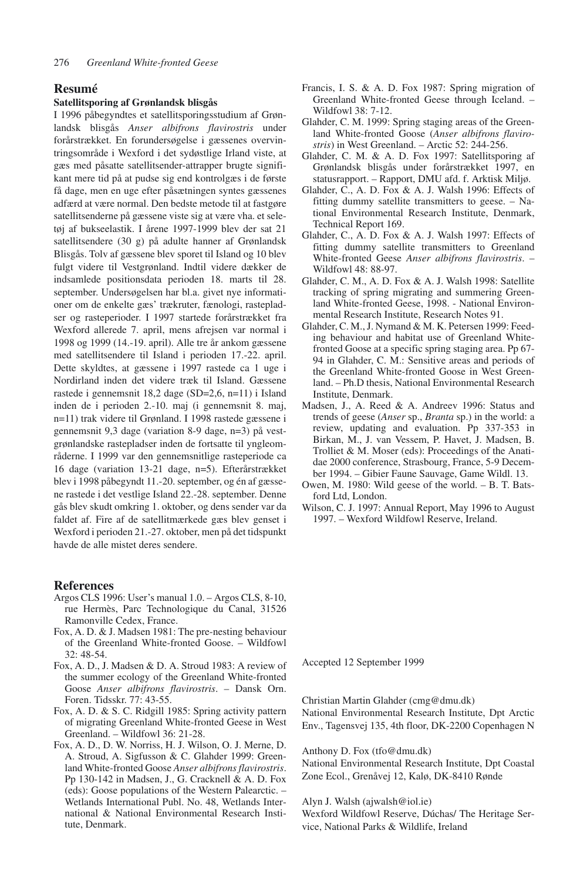## Resumé

### Satellitsporing af Grønlandsk blisgås

I 1996 påbegyndtes et satellitsporingsstudium af Grønlandsk blisgås *Anser albifrons flavirostris* under forårstrækket. En forundersøgelse i gæssenes overvintringsområde i Wexford i det sydøstlige Irland viste, at gæs med påsatte satellitsender-attrapper brugte signifikant mere tid på at pudse sig end kontrolgæs i de første få dage, men en uge efter påsætningen syntes gæssenes adfærd at være normal. Den bedste metode til at fastgøre satellitsenderne på gæssene viste sig at være vha. et seletøj af bukseelastik. I årene 1997-1999 blev der sat 21 satellitsendere (30 g) på adulte hanner af Grønlandsk Blisgås. Tolv af gæssene blev sporet til Island og 10 blev fulgt videre til Vestgrønland. Indtil videre dækker de indsamlede positionsdata perioden 18. marts til 28. september. Undersøgelsen har bl.a. givet nye informationer om de enkelte gæs' trækruter, fænologi, rastepladser og rasteperioder. I 1997 startede forårstrækket fra Wexford allerede 7. april, mens afrejsen var normal i 1998 og 1999 (14.-19. april). Alle tre år ankom gæssene med satellitsendere til Island i perioden 17.-22. april. Dette skyldtes, at gæssene i 1997 rastede ca 1 uge i Nordirland inden det videre træk til Island. Gæssene rastede i gennemsnit 18,2 dage (SD=2,6, n=11) i Island inden de i perioden 2.-10. maj (i gennemsnit 8. maj, n=11) trak videre til Grønland. I 1998 rastede gæssene i gennemsnit 9,3 dage (variation 8-9 dage, n=3) på vestgrønlandske rastepladser inden de fortsatte til yngleområderne. I 1999 var den gennemsnitlige rasteperiode ca 16 dage (variation 13-21 dage, n=5). Efterårstrækket blev i 1998 påbegyndt 11.-20. september, og én af gæssene rastede i det vestlige Island 22.-28. september. Denne gås blev skudt omkring 1. oktober, og dens sender var da faldet af. Fire af de satellitmærkede gæs blev genset i Wexford i perioden 21.-27. oktober, men på det tidspunkt havde de alle mistet deres sendere.

## References

Argos CLS 1996: User's manual 1.0. – Argos CLS, 8-10, rue Hermès, Parc Technologique du Canal, 31526 Ramonville Cedex, France.

Fox, A. D. & J. Madsen 1981: The pre-nesting behaviour of the Greenland White-fronted Goose. – Wildfowl 32: 48-54.

Fox, A. D., J. Madsen & D. A. Stroud 1983: A review of the summer ecology of the Greenland White-fronted Goose *Anser albifrons flavirostris*. – Dansk Orn. Foren. Tidsskr. 77: 43-55.

Fox, A. D. & S. C. Ridgill 1985: Spring activity pattern of migrating Greenland White-fronted Geese in West Greenland. – Wildfowl 36: 21-28.

Fox, A. D., D. W. Norriss, H. J. Wilson, O. J. Merne, D. A. Stroud, A. Sigfusson & C. Glahder 1999: Greenland White-fronted Goose *Anser albifrons flavirostris*. Pp 130-142 in Madsen, J., G. Cracknell & A. D. Fox (eds): Goose populations of the Western Palearctic. – Wetlands International Publ. No. 48, Wetlands International & National Environmental Research Institute, Denmark.

Francis, I. S. & A. D. Fox 1987: Spring migration of Greenland White-fronted Geese through Iceland. – Wildfowl 38: 7-12.

Glahder, C. M. 1999: Spring staging areas of the Greenland White-fronted Goose (*Anser albifrons flavirostris*) in West Greenland. – Arctic 52: 244-256.

Glahder, C. M. & A. D. Fox 1997: Satellitsporing af Grønlandsk blisgås under forårstrækket 1997, en statusrapport. – Rapport, DMU afd. f. Arktisk Miljø.

Glahder, C., A. D. Fox & A. J. Walsh 1996: Effects of fitting dummy satellite transmitters to geese. – National Environmental Research Institute, Denmark, Technical Report 169.

Glahder, C., A. D. Fox & A. J. Walsh 1997: Effects of fitting dummy satellite transmitters to Greenland White-fronted Geese *Anser albifrons flavirostris*. – Wildfowl 48: 88-97.

Glahder, C. M., A. D. Fox & A. J. Walsh 1998: Satellite tracking of spring migrating and summering Greenland White-fronted Geese, 1998. - National Environmental Research Institute, Research Notes 91.

Glahder, C. M., J. Nymand & M. K. Petersen 1999: Feeding behaviour and habitat use of Greenland White-fronted Goose at a specific spring staging area. Pp 67-94 in Glahder, C. M.: Sensitive areas and periods of the Greenland White-fronted Goose in West Greenland. – Ph.D thesis, National Environmental Research Institute, Denmark.

Madsen, J., A. Reed & A. Andreev 1996: Status and trends of geese (*Anser* sp., *Branta* sp.) in the world: a review, updating and evaluation. Pp 337-353 in Birkan, M., J. van Vessem, P. Havet, J. Madsen, B. Trolliet & M. Moser (eds): Proceedings of the Anatidae 2000 conference, Strasbourg, France, 5-9 December 1994. – Gibier Faune Sauvage, Game Wildl. 13.

Owen, M. 1980: Wild geese of the world. – B. T. Batsford Ltd, London.

Wilson, C. J. 1997: Annual Report, May 1996 to August 1997. – Wexford Wildfowl Reserve, Ireland.

Accepted 12 September 1999

Christian Martin Glahder (cmg@dmu.dk)
National Environmental Research Institute, Dpt Arctic Env., Tagensvej 135, 4th floor, DK-2200 Copenhagen N

Anthony D. Fox (tfo@dmu.dk)
National Environmental Research Institute, Dpt Coastal Zone Ecol., Grenåvej 12, Kalø, DK-8410 Rønde

Alyn J. Walsh (ajwalsh@iol.ie)
Wexford Wildfowl Reserve, Dúchas/ The Heritage Service, National Parks & Wildlife, Ireland